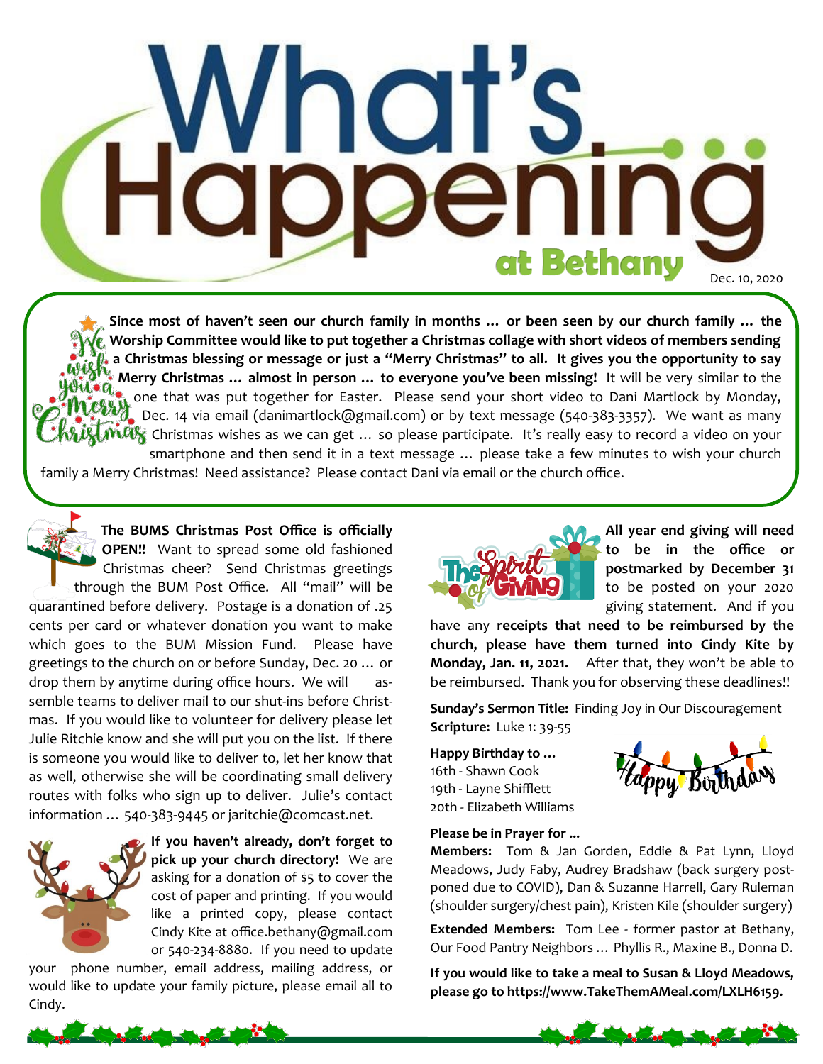# What's Happening at Bethany

Dec. 10, 2020

**Since most of haven't seen our church family in months … or been seen by our church family … the Worship Committee would like to put together a Christmas collage with short videos of members sending a Christmas blessing or message or just a "Merry Christmas" to all. It gives you the opportunity to say Merry Christmas … almost in person … to everyone you've been missing!** It will be very similar to the one that was put together for Easter. Please send your short video to Dani Martlock by Monday, Dec. 14 via email (danimartlock@gmail.com) or by text message (540-383-3357). We want as many Christmas wishes as we can get … so please participate. It's really easy to record a video on your smartphone and then send it in a text message … please take a few minutes to wish your church family a Merry Christmas! Need assistance? Please contact Dani via email or the church office.

**The BUMS Christmas Post Office is officially OPEN!!** Want to spread some old fashioned Christmas cheer? Send Christmas greetings through the BUM Post Office. All "mail" will be quarantined before delivery. Postage is a donation of .25 cents per card or whatever donation you want to make which goes to the BUM Mission Fund. Please have greetings to the church on or before Sunday, Dec. 20 … or drop them by anytime during office hours. We will assemble teams to deliver mail to our shut-ins before Christmas. If you would like to volunteer for delivery please let Julie Ritchie know and she will put you on the list. If there is someone you would like to deliver to, let her know that as well, otherwise she will be coordinating small delivery routes with folks who sign up to deliver. Julie's contact information … 540-383-9445 or jaritchie@comcast.net.

**If you haven't already, don't forget to pick up your church directory!** We are asking for a donation of $5 to cover the cost of paper and printing. If you would like a printed copy, please contact Cindy Kite at office.bethany@gmail.com or 540-234-8880. If you need to update your phone number, email address, mailing address, or would like to update your family picture, please email all to Cindy.

**All year end giving will need to be in the office or postmarked by December 31** to be posted on your 2020 giving statement. And if you have any **receipts that need to be reimbursed by the church, please have them turned into Cindy Kite by Monday, Jan. 11, 2021.** After that, they won't be able to be reimbursed. Thank you for observing these deadlines!!

**Sunday's Sermon Title:** Finding Joy in Our Discouragement
**Scripture:** Luke 1: 39-55

**Happy Birthday to …**
16th - Shawn Cook
19th - Layne Shifflett
20th - Elizabeth Williams

**Please be in Prayer for …**

**Members:** Tom & Jan Gorden, Eddie & Pat Lynn, Lloyd Meadows, Judy Faby, Audrey Bradshaw (back surgery postponed due to COVID), Dan & Suzanne Harrell, Gary Ruleman (shoulder surgery/chest pain), Kristen Kile (shoulder surgery)

**Extended Members:** Tom Lee - former pastor at Bethany, Our Food Pantry Neighbors … Phyllis R., Maxine B., Donna D.

**If you would like to take a meal to Susan & Lloyd Meadows, please go to https://www.TakeThemAMeal.com/LXLH6159.**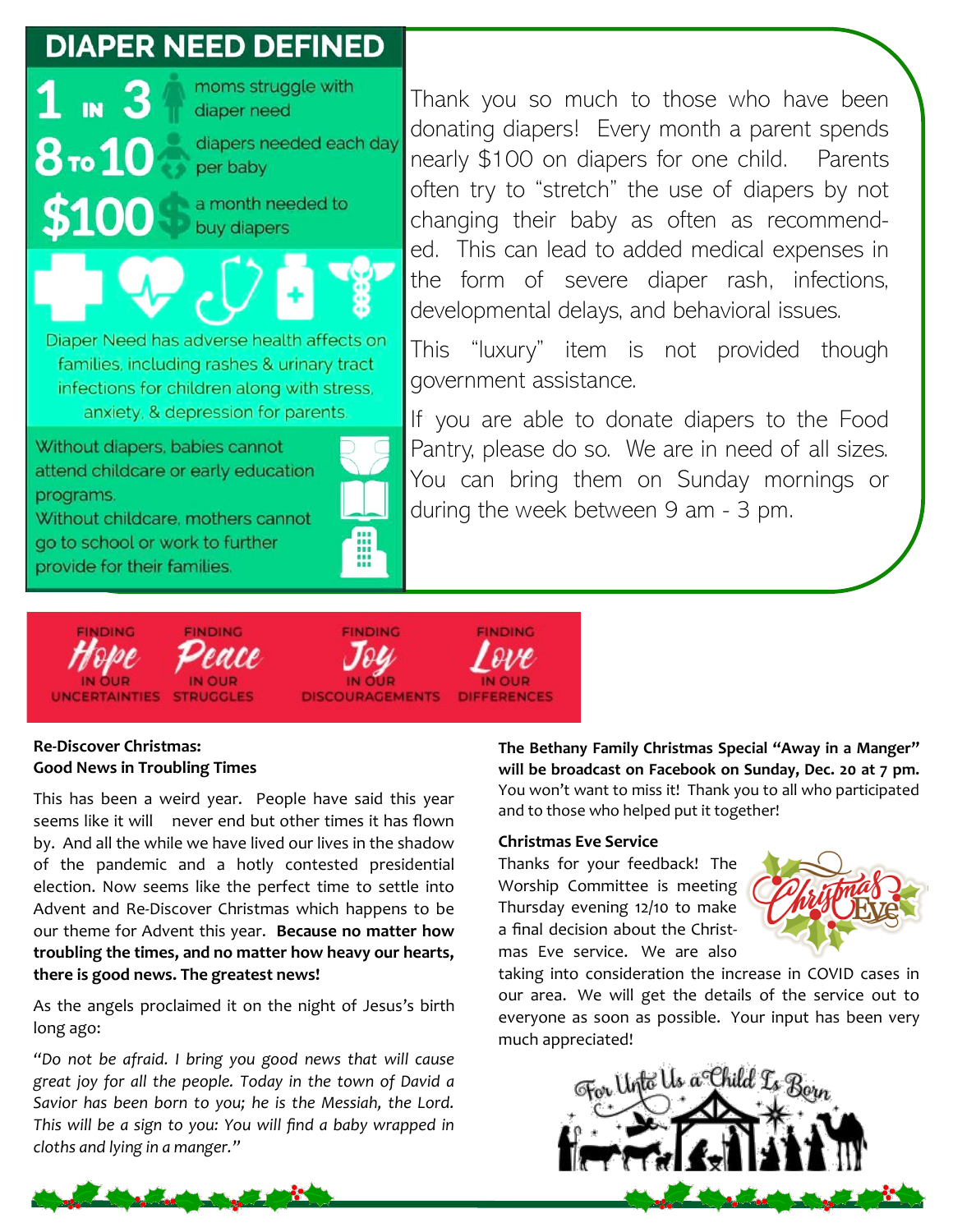## DIAPER NEED DEFINED

**1 IN 3** moms struggle with diaper need

**8 TO 10** diapers needed each day per baby

**$100** a month needed to buy diapers

Diaper Need has adverse health affects on families, including rashes & urinary tract infections for children along with stress, anxiety, & depression for parents.

Without diapers, babies cannot attend childcare or early education programs.
Without childcare, mothers cannot go to school or work to further provide for their families.

Thank you so much to those who have been donating diapers! Every month a parent spends nearly $100 on diapers for one child. Parents often try to "stretch" the use of diapers by not changing their baby as often as recommended. This can lead to added medical expenses in the form of severe diaper rash, infections, developmental delays, and behavioral issues.

This "luxury" item is not provided though government assistance.

If you are able to donate diapers to the Food Pantry, please do so. We are in need of all sizes. You can bring them on Sunday mornings or during the week between 9 am - 3 pm.

FINDING *Hope* IN OUR UNCERTAINTIES FINDING *Peace* IN OUR STRUGGLES FINDING *Joy* IN OUR DISCOURAGEMENTS FINDING *Love* IN OUR DIFFERENCES

**Re-Discover Christmas:**
**Good News in Troubling Times**

This has been a weird year. People have said this year seems like it will never end but other times it has flown by. And all the while we have lived our lives in the shadow of the pandemic and a hotly contested presidential election. Now seems like the perfect time to settle into Advent and Re-Discover Christmas which happens to be our theme for Advent this year. **Because no matter how troubling the times, and no matter how heavy our hearts, there is good news. The greatest news!**

As the angels proclaimed it on the night of Jesus's birth long ago:

*"Do not be afraid. I bring you good news that will cause great joy for all the people. Today in the town of David a Savior has been born to you; he is the Messiah, the Lord. This will be a sign to you: You will find a baby wrapped in cloths and lying in a manger."*

**The Bethany Family Christmas Special "Away in a Manger" will be broadcast on Facebook on Sunday, Dec. 20 at 7 pm.** You won't want to miss it! Thank you to all who participated and to those who helped put it together!

**Christmas Eve Service**

Thanks for your feedback! The Worship Committee is meeting Thursday evening 12/10 to make a final decision about the Christmas Eve service. We are also taking into consideration the increase in COVID cases in our area. We will get the details of the service out to everyone as soon as possible. Your input has been very much appreciated!

For Unto Us a Child Is Born